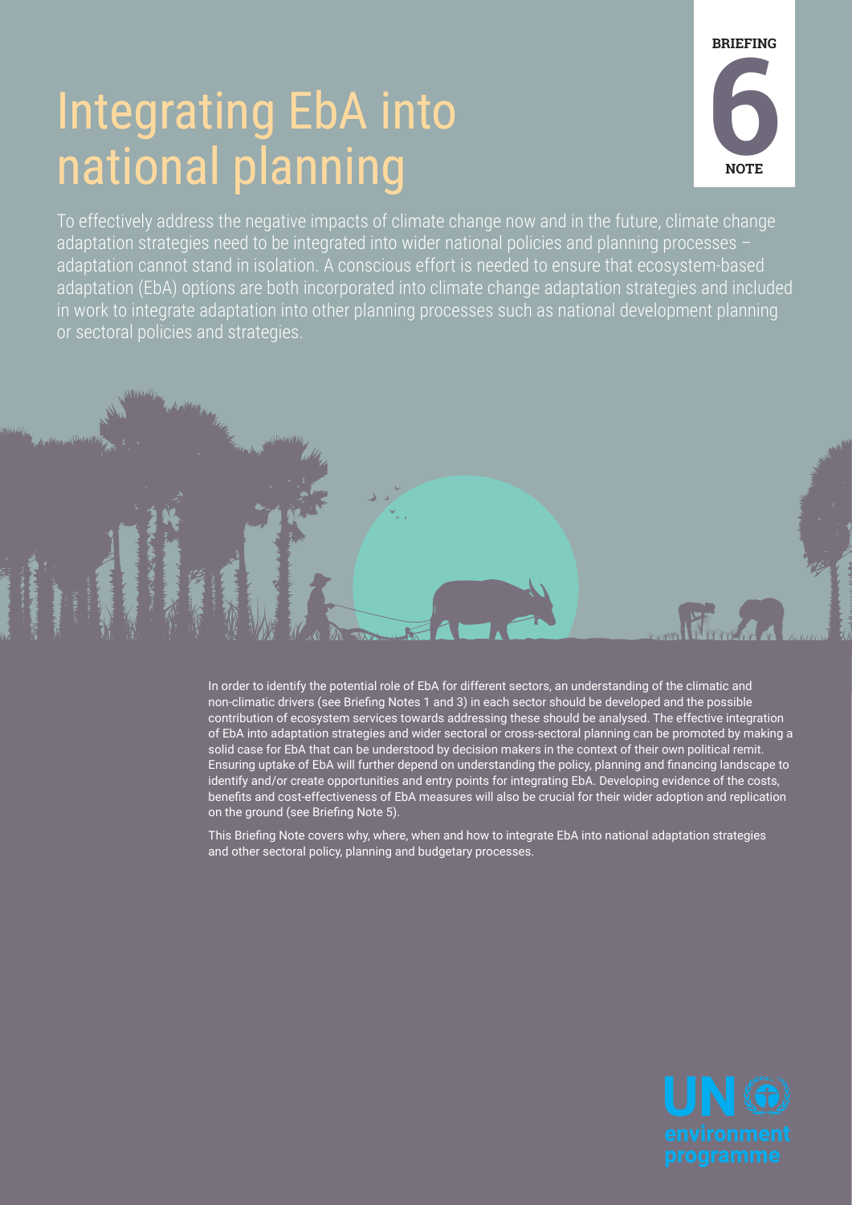BRIEFING

6

NOTE

# Integrating EbA into national planning

To effectively address the negative impacts of climate change now and in the future, climate change adaptation strategies need to be integrated into wider national policies and planning processes – adaptation cannot stand in isolation. A conscious effort is needed to ensure that ecosystem-based adaptation (EbA) options are both incorporated into climate change adaptation strategies and included in work to integrate adaptation into other planning processes such as national development planning or sectoral policies and strategies.

In order to identify the potential role of EbA for different sectors, an understanding of the climatic and non-climatic drivers (see Briefing Notes 1 and 3) in each sector should be developed and the possible contribution of ecosystem services towards addressing these should be analysed. The effective integration of EbA into adaptation strategies and wider sectoral or cross-sectoral planning can be promoted by making a solid case for EbA that can be understood by decision makers in the context of their own political remit. Ensuring uptake of EbA will further depend on understanding the policy, planning and financing landscape to identify and/or create opportunities and entry points for integrating EbA. Developing evidence of the costs, benefits and cost-effectiveness of EbA measures will also be crucial for their wider adoption and replication on the ground (see Briefing Note 5).

This Briefing Note covers why, where, when and how to integrate EbA into national adaptation strategies and other sectoral policy, planning and budgetary processes.

UN environment programme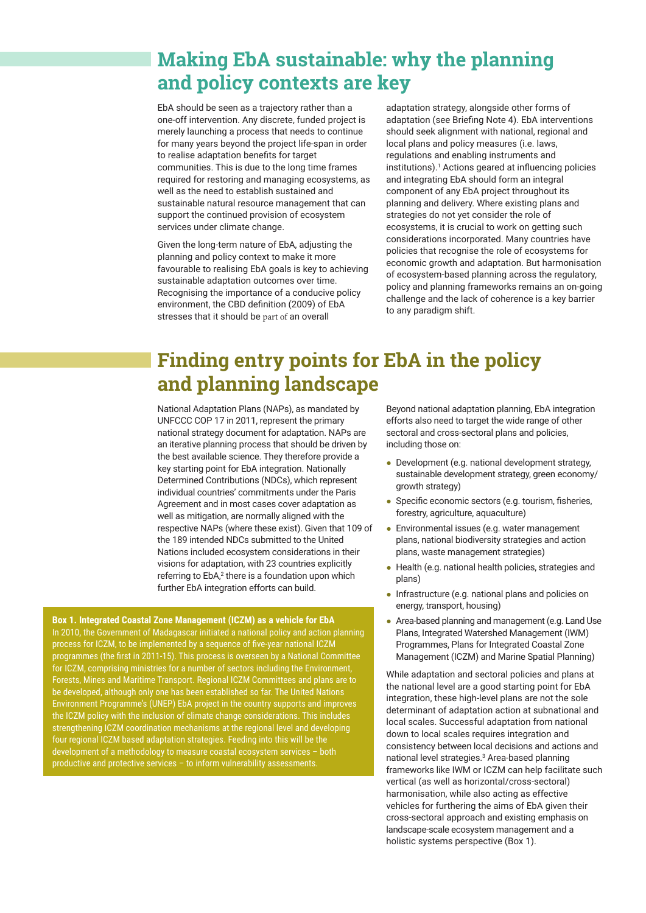## Making EbA sustainable: why the planning and policy contexts are key

EbA should be seen as a trajectory rather than a one-off intervention. Any discrete, funded project is merely launching a process that needs to continue for many years beyond the project life-span in order to realise adaptation benefits for target communities. This is due to the long time frames required for restoring and managing ecosystems, as well as the need to establish sustained and sustainable natural resource management that can support the continued provision of ecosystem services under climate change.

Given the long-term nature of EbA, adjusting the planning and policy context to make it more favourable to realising EbA goals is key to achieving sustainable adaptation outcomes over time. Recognising the importance of a conducive policy environment, the CBD definition (2009) of EbA stresses that it should be part of an overall adaptation strategy, alongside other forms of adaptation (see Briefing Note 4). EbA interventions should seek alignment with national, regional and local plans and policy measures (i.e. laws, regulations and enabling instruments and institutions).[1] Actions geared at influencing policies and integrating EbA should form an integral component of any EbA project throughout its planning and delivery. Where existing plans and strategies do not yet consider the role of ecosystems, it is crucial to work on getting such considerations incorporated. Many countries have policies that recognise the role of ecosystems for economic growth and adaptation. But harmonisation of ecosystem-based planning across the regulatory, policy and planning frameworks remains an on-going challenge and the lack of coherence is a key barrier to any paradigm shift.

## Finding entry points for EbA in the policy and planning landscape

National Adaptation Plans (NAPs), as mandated by UNFCCC COP 17 in 2011, represent the primary national strategy document for adaptation. NAPs are an iterative planning process that should be driven by the best available science. They therefore provide a key starting point for EbA integration. Nationally Determined Contributions (NDCs), which represent individual countries' commitments under the Paris Agreement and in most cases cover adaptation as well as mitigation, are normally aligned with the respective NAPs (where these exist). Given that 109 of the 189 intended NDCs submitted to the United Nations included ecosystem considerations in their visions for adaptation, with 23 countries explicitly referring to EbA,[2] there is a foundation upon which further EbA integration efforts can build.

> **Box 1. Integrated Coastal Zone Management (ICZM) as a vehicle for EbA**
>
> In 2010, the Government of Madagascar initiated a national policy and action planning process for ICZM, to be implemented by a sequence of five-year national ICZM programmes (the first in 2011-15). This process is overseen by a National Committee for ICZM, comprising ministries for a number of sectors including the Environment, Forests, Mines and Maritime Transport. Regional ICZM Committees and plans are to be developed, although only one has been established so far. The United Nations Environment Programme's (UNEP) EbA project in the country supports and improves the ICZM policy with the inclusion of climate change considerations. This includes strengthening ICZM coordination mechanisms at the regional level and developing four regional ICZM based adaptation strategies. Feeding into this will be the development of a methodology to measure coastal ecosystem services – both productive and protective services – to inform vulnerability assessments.

Beyond national adaptation planning, EbA integration efforts also need to target the wide range of other sectoral and cross-sectoral plans and policies, including those on:

- Development (e.g. national development strategy, sustainable development strategy, green economy/ growth strategy)
- Specific economic sectors (e.g. tourism, fisheries, forestry, agriculture, aquaculture)
- Environmental issues (e.g. water management plans, national biodiversity strategies and action plans, waste management strategies)
- Health (e.g. national health policies, strategies and plans)
- Infrastructure (e.g. national plans and policies on energy, transport, housing)
- Area-based planning and management (e.g. Land Use Plans, Integrated Watershed Management (IWM) Programmes, Plans for Integrated Coastal Zone Management (ICZM) and Marine Spatial Planning)

While adaptation and sectoral policies and plans at the national level are a good starting point for EbA integration, these high-level plans are not the sole determinant of adaptation action at subnational and local scales. Successful adaptation from national down to local scales requires integration and consistency between local decisions and actions and national level strategies.[3] Area-based planning frameworks like IWM or ICZM can help facilitate such vertical (as well as horizontal/cross-sectoral) harmonisation, while also acting as effective vehicles for furthering the aims of EbA given their cross-sectoral approach and existing emphasis on landscape-scale ecosystem management and a holistic systems perspective (Box 1).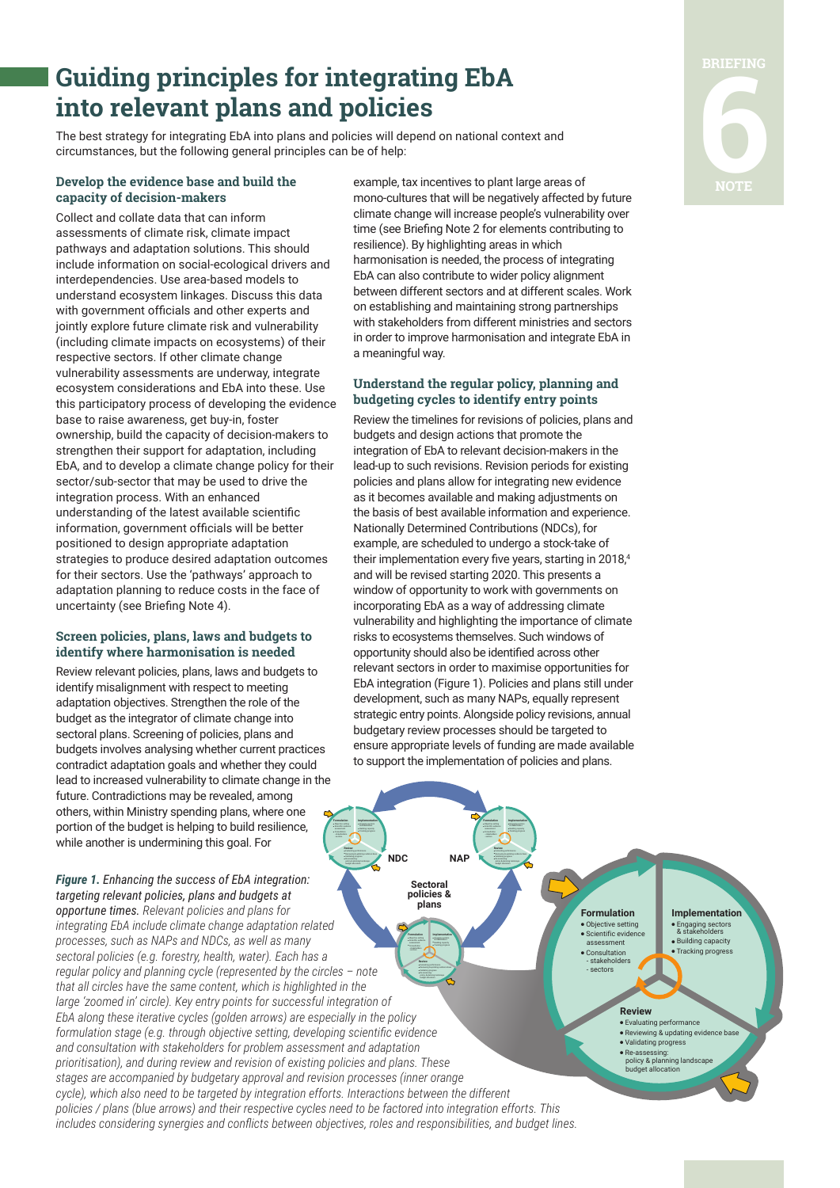# Guiding principles for integrating EbA into relevant plans and policies

The best strategy for integrating EbA into plans and policies will depend on national context and circumstances, but the following general principles can be of help:

### Develop the evidence base and build the capacity of decision-makers

Collect and collate data that can inform assessments of climate risk, climate impact pathways and adaptation solutions. This should include information on social-ecological drivers and interdependencies. Use area-based models to understand ecosystem linkages. Discuss this data with government officials and other experts and jointly explore future climate risk and vulnerability (including climate impacts on ecosystems) of their respective sectors. If other climate change vulnerability assessments are underway, integrate ecosystem considerations and EbA into these. Use this participatory process of developing the evidence base to raise awareness, get buy-in, foster ownership, build the capacity of decision-makers to strengthen their support for adaptation, including EbA, and to develop a climate change policy for their sector/sub-sector that may be used to drive the integration process. With an enhanced understanding of the latest available scientific information, government officials will be better positioned to design appropriate adaptation strategies to produce desired adaptation outcomes for their sectors. Use the 'pathways' approach to adaptation planning to reduce costs in the face of uncertainty (see Briefing Note 4).

### Screen policies, plans, laws and budgets to identify where harmonisation is needed

Review relevant policies, plans, laws and budgets to identify misalignment with respect to meeting adaptation objectives. Strengthen the role of the budget as the integrator of climate change into sectoral plans. Screening of policies, plans and budgets involves analysing whether current practices contradict adaptation goals and whether they could lead to increased vulnerability to climate change in the future. Contradictions may be revealed, among others, within Ministry spending plans, where one portion of the budget is helping to build resilience, while another is undermining this goal. For example, tax incentives to plant large areas of mono-cultures that will be negatively affected by future climate change will increase people's vulnerability over time (see Briefing Note 2 for elements contributing to resilience). By highlighting areas in which harmonisation is needed, the process of integrating EbA can also contribute to wider policy alignment between different sectors and at different scales. Work on establishing and maintaining strong partnerships with stakeholders from different ministries and sectors in order to improve harmonisation and integrate EbA in a meaningful way.

### Understand the regular policy, planning and budgeting cycles to identify entry points

Review the timelines for revisions of policies, plans and budgets and design actions that promote the integration of EbA to relevant decision-makers in the lead-up to such revisions. Revision periods for existing policies and plans allow for integrating new evidence as it becomes available and making adjustments on the basis of best available information and experience. Nationally Determined Contributions (NDCs), for example, are scheduled to undergo a stock-take of their implementation every five years, starting in 2018,[4] and will be revised starting 2020. This presents a window of opportunity to work with governments on incorporating EbA as a way of addressing climate vulnerability and highlighting the importance of climate risks to ecosystems themselves. Such windows of opportunity should also be identified across other relevant sectors in order to maximise opportunities for EbA integration (Figure 1). Policies and plans still under development, such as many NAPs, equally represent strategic entry points. Alongside policy revisions, annual budgetary review processes should be targeted to ensure appropriate levels of funding are made available to support the implementation of policies and plans.

***Figure 1.*** *Enhancing the success of EbA integration: targeting relevant policies, plans and budgets at opportune times. Relevant policies and plans for integrating EbA include climate change adaptation related processes, such as NAPs and NDCs, as well as many sectoral policies (e.g. forestry, health, water). Each has a regular policy and planning cycle (represented by the circles – note that all circles have the same content, which is highlighted in the large 'zoomed in' circle). Key entry points for successful integration of EbA along these iterative cycles (golden arrows) are especially in the policy formulation stage (e.g. through objective setting, developing scientific evidence and consultation with stakeholders for problem assessment and adaptation prioritisation), and during review and revision of existing policies and plans. These stages are accompanied by budgetary approval and revision processes (inner orange cycle), which also need to be targeted by integration efforts. Interactions between the different policies / plans (blue arrows) and their respective cycles need to be factored into integration efforts. This includes considering synergies and conflicts between objectives, roles and responsibilities, and budget lines.*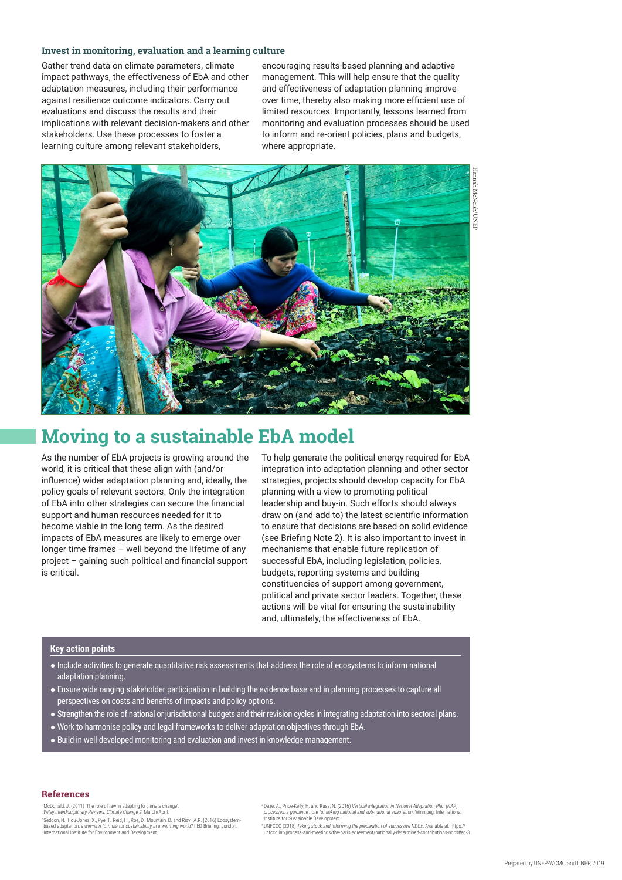### Invest in monitoring, evaluation and a learning culture

Gather trend data on climate parameters, climate impact pathways, the effectiveness of EbA and other adaptation measures, including their performance against resilience outcome indicators. Carry out evaluations and discuss the results and their implications with relevant decision-makers and other stakeholders. Use these processes to foster a learning culture among relevant stakeholders, encouraging results-based planning and adaptive management. This will help ensure that the quality and effectiveness of adaptation planning improve over time, thereby also making more efficient use of limited resources. Importantly, lessons learned from monitoring and evaluation processes should be used to inform and re-orient policies, plans and budgets, where appropriate.

Hannah McNeish/UNEP

## Moving to a sustainable EbA model

As the number of EbA projects is growing around the world, it is critical that these align with (and/or influence) wider adaptation planning and, ideally, the policy goals of relevant sectors. Only the integration of EbA into other strategies can secure the financial support and human resources needed for it to become viable in the long term. As the desired impacts of EbA measures are likely to emerge over longer time frames – well beyond the lifetime of any project – gaining such political and financial support is critical.

To help generate the political energy required for EbA integration into adaptation planning and other sector strategies, projects should develop capacity for EbA planning with a view to promoting political leadership and buy-in. Such efforts should always draw on (and add to) the latest scientific information to ensure that decisions are based on solid evidence (see Briefing Note 2). It is also important to invest in mechanisms that enable future replication of successful EbA, including legislation, policies, budgets, reporting systems and building constituencies of support among government, political and private sector leaders. Together, these actions will be vital for ensuring the sustainability and, ultimately, the effectiveness of EbA.

**Key action points**

- Include activities to generate quantitative risk assessments that address the role of ecosystems to inform national adaptation planning.
- Ensure wide ranging stakeholder participation in building the evidence base and in planning processes to capture all perspectives on costs and benefits of impacts and policy options.
- Strengthen the role of national or jurisdictional budgets and their revision cycles in integrating adaptation into sectoral plans.
- Work to harmonise policy and legal frameworks to deliver adaptation objectives through EbA.
- Build in well-developed monitoring and evaluation and invest in knowledge management.

### References

[1] McDonald, J. (2011) 'The role of law in adapting to climate change'. *Wiley Interdisciplinary Reviews: Climate Change 2*: March/April.

[2] Seddon, N., Hou-Jones, X., Pye, T., Reid, H., Roe, D., Mountain, D. and Rizvi, A.R. (2016) Ecosystem-based adaptation: *a win–win formula for sustainability in a warming world*? IIED Briefing. London: International Institute for Environment and Development.

[3] Dazé, A., Price-Kelly, H. and Rass, N. (2016) *Vertical integration in National Adaptation Plan (NAP) processes: a guidance note for linking national and sub-national adaptation*. Winnipeg: International Institute for Sustainable Development.

[4] UNFCCC (2018) *Taking stock and informing the preparation of successive NDCs*. Available at: https://unfccc.int/process-and-meetings/the-paris-agreement/nationally-determined-contributions-ndcs#eq-3

Prepared by UNEP-WCMC and UNEP, 2019